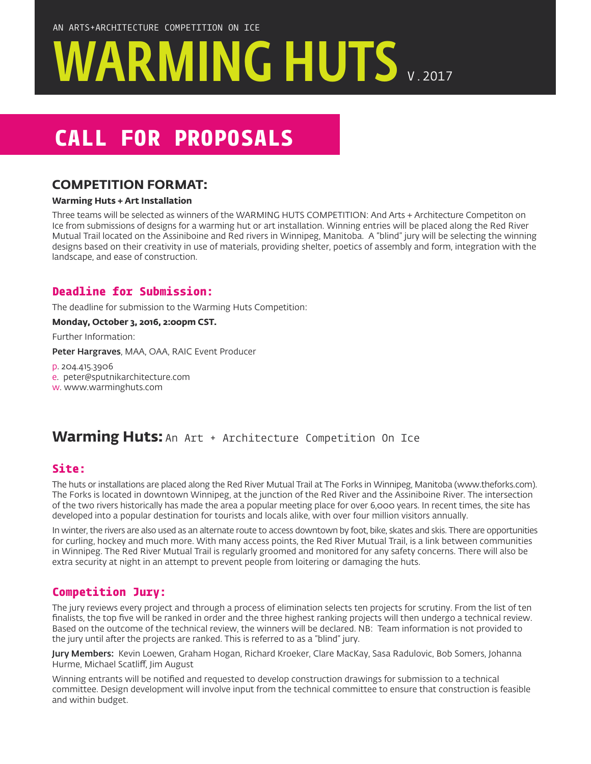AN ARTS+ARCHITECTURE COMPETITION ON ICE

# WARMING HUTS V.2017

# CALL FOR PROPOSALS

## COMPETITION FORMAT:

**Warming Huts + Art Installation**

Three teams will be selected as winners of the WARMING HUTS COMPETITION: And Arts + Architecture Competiton on Ice from submissions of designs for a warming hut or art installation. Winning entries will be placed along the Red River Mutual Trail located on the Assiniboine and Red rivers in Winnipeg, Manitoba. A "blind" jury will be selecting the winning designs based on their creativity in use of materials, providing shelter, poetics of assembly and form, integration with the landscape, and ease of construction.

### Deadline for Submission:

The deadline for submission to the Warming Huts Competition:

**Monday, October 3, 2016, 2:00pm CST.**

Further Information:

**Peter Hargraves**, MAA, OAA, RAIC Event Producer

p. 204.415.3906
e. peter@sputnikarchitecture.com
w. www.warminghuts.com

## Warming Huts: An Art + Architecture Competition On Ice

### Site:

The huts or installations are placed along the Red River Mutual Trail at The Forks in Winnipeg, Manitoba (www.theforks.com). The Forks is located in downtown Winnipeg, at the junction of the Red River and the Assiniboine River. The intersection of the two rivers historically has made the area a popular meeting place for over 6,000 years. In recent times, the site has developed into a popular destination for tourists and locals alike, with over four million visitors annually.

In winter, the rivers are also used as an alternate route to access downtown by foot, bike, skates and skis. There are opportunities for curling, hockey and much more. With many access points, the Red River Mutual Trail, is a link between communities in Winnipeg. The Red River Mutual Trail is regularly groomed and monitored for any safety concerns. There will also be extra security at night in an attempt to prevent people from loitering or damaging the huts.

### Competition Jury:

The jury reviews every project and through a process of elimination selects ten projects for scrutiny. From the list of ten finalists, the top five will be ranked in order and the three highest ranking projects will then undergo a technical review. Based on the outcome of the technical review, the winners will be declared. NB: Team information is not provided to the jury until after the projects are ranked. This is referred to as a "blind" jury.

**Jury Members:** Kevin Loewen, Graham Hogan, Richard Kroeker, Clare MacKay, Sasa Radulovic, Bob Somers, Johanna Hurme, Michael Scatliff, Jim August

Winning entrants will be notified and requested to develop construction drawings for submission to a technical committee. Design development will involve input from the technical committee to ensure that construction is feasible and within budget.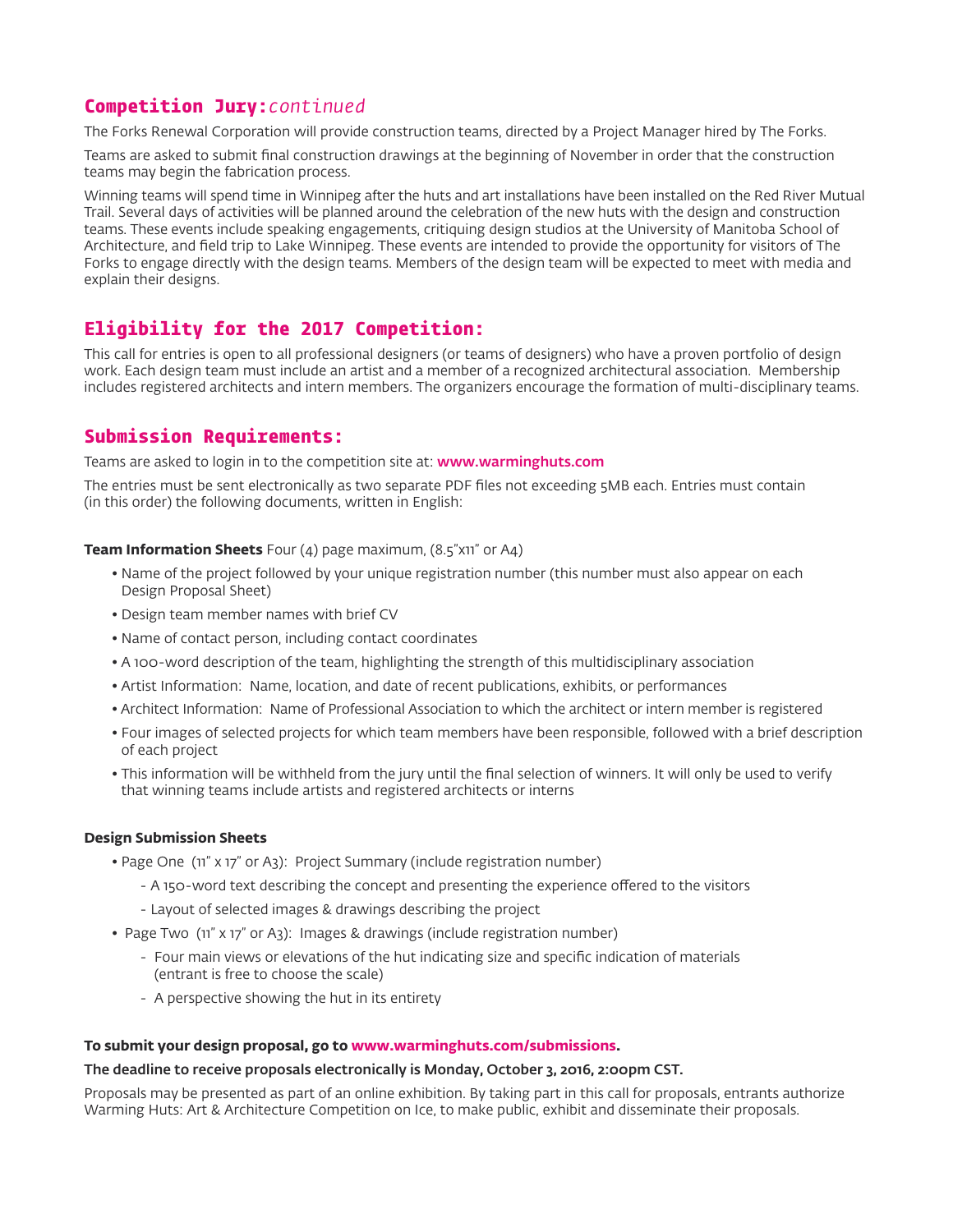## Competition Jury: *continued*

The Forks Renewal Corporation will provide construction teams, directed by a Project Manager hired by The Forks.

Teams are asked to submit final construction drawings at the beginning of November in order that the construction teams may begin the fabrication process.

Winning teams will spend time in Winnipeg after the huts and art installations have been installed on the Red River Mutual Trail. Several days of activities will be planned around the celebration of the new huts with the design and construction teams. These events include speaking engagements, critiquing design studios at the University of Manitoba School of Architecture, and field trip to Lake Winnipeg. These events are intended to provide the opportunity for visitors of The Forks to engage directly with the design teams. Members of the design team will be expected to meet with media and explain their designs.

## Eligibility for the 2017 Competition:

This call for entries is open to all professional designers (or teams of designers) who have a proven portfolio of design work. Each design team must include an artist and a member of a recognized architectural association. Membership includes registered architects and intern members. The organizers encourage the formation of multi-disciplinary teams.

## Submission Requirements:

Teams are asked to login in to the competition site at: **www.warminghuts.com**

The entries must be sent electronically as two separate PDF files not exceeding 5MB each. Entries must contain (in this order) the following documents, written in English:

**Team Information Sheets** Four (4) page maximum, (8.5"x11" or A4)

- Name of the project followed by your unique registration number (this number must also appear on each Design Proposal Sheet)
- Design team member names with brief CV
- Name of contact person, including contact coordinates
- A 100-word description of the team, highlighting the strength of this multidisciplinary association
- Artist Information: Name, location, and date of recent publications, exhibits, or performances
- Architect Information: Name of Professional Association to which the architect or intern member is registered
- Four images of selected projects for which team members have been responsible, followed with a brief description of each project
- This information will be withheld from the jury until the final selection of winners. It will only be used to verify that winning teams include artists and registered architects or interns

**Design Submission Sheets**

- Page One (11" x 17" or A3): Project Summary (include registration number)
  - A 150-word text describing the concept and presenting the experience offered to the visitors
  - Layout of selected images & drawings describing the project
- Page Two (11" x 17" or A3): Images & drawings (include registration number)
  - Four main views or elevations of the hut indicating size and specific indication of materials (entrant is free to choose the scale)
  - A perspective showing the hut in its entirety

**To submit your design proposal, go to www.warminghuts.com/submissions.**

**The deadline to receive proposals electronically is Monday, October 3, 2016, 2:00pm CST.**

Proposals may be presented as part of an online exhibition. By taking part in this call for proposals, entrants authorize Warming Huts: Art & Architecture Competition on Ice, to make public, exhibit and disseminate their proposals.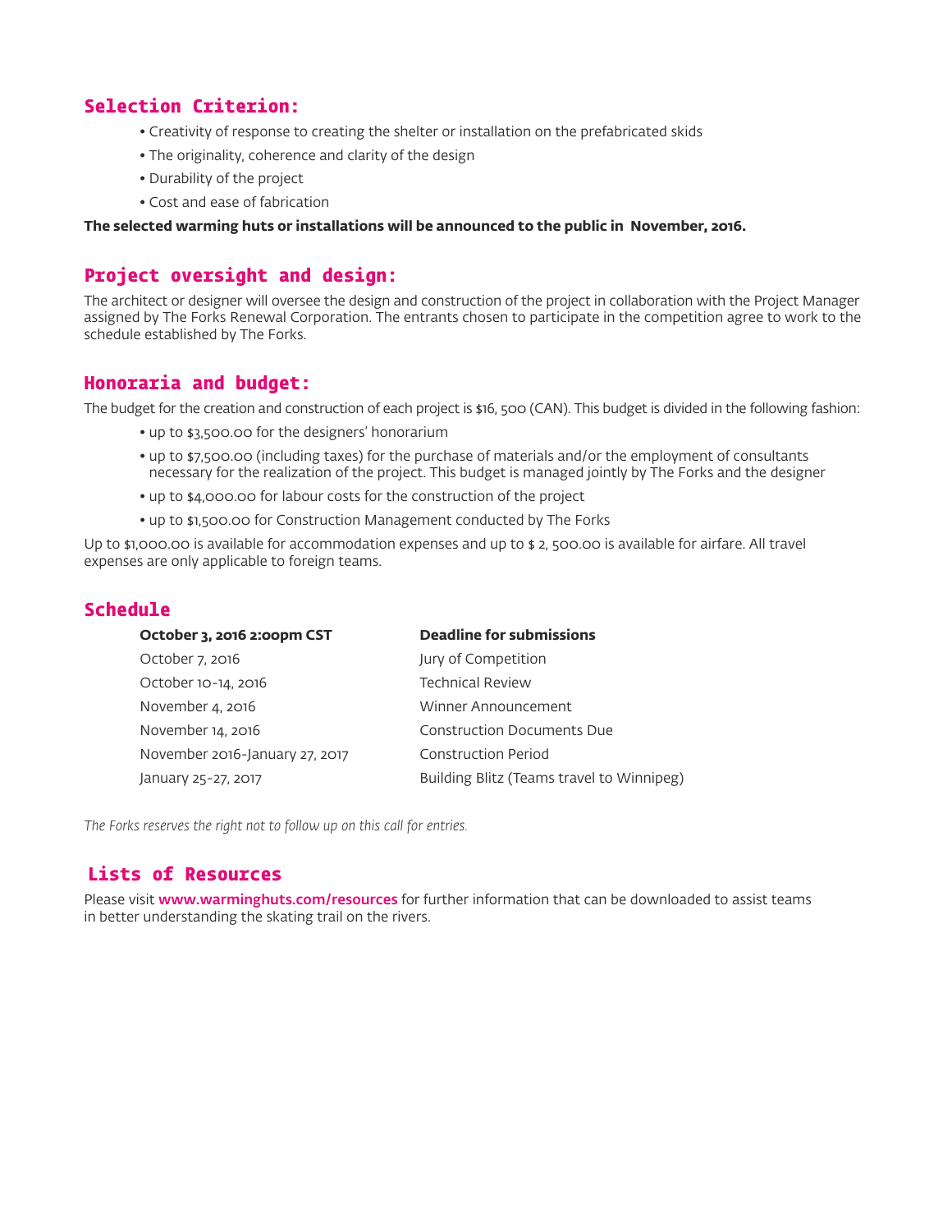## Selection Criterion:

- Creativity of response to creating the shelter or installation on the prefabricated skids
- The originality, coherence and clarity of the design
- Durability of the project
- Cost and ease of fabrication

**The selected warming huts or installations will be announced to the public in November, 2016.**

## Project oversight and design:

The architect or designer will oversee the design and construction of the project in collaboration with the Project Manager assigned by The Forks Renewal Corporation. The entrants chosen to participate in the competition agree to work to the schedule established by The Forks.

## Honoraria and budget:

The budget for the creation and construction of each project is $16, 500 (CAN). This budget is divided in the following fashion:

- up to $3,500.00 for the designers' honorarium
- up to $7,500.00 (including taxes) for the purchase of materials and/or the employment of consultants necessary for the realization of the project. This budget is managed jointly by The Forks and the designer
- up to $4,000.00 for labour costs for the construction of the project
- up to $1,500.00 for Construction Management conducted by The Forks

Up to $1,000.00 is available for accommodation expenses and up to $ 2, 500.00 is available for airfare. All travel expenses are only applicable to foreign teams.

## Schedule

| **October 3, 2016 2:00pm CST** | **Deadline for submissions** |
|---|---|
| October 7, 2016 | Jury of Competition |
| October 10-14, 2016 | Technical Review |
| November 4, 2016 | Winner Announcement |
| November 14, 2016 | Construction Documents Due |
| November 2016-January 27, 2017 | Construction Period |
| January 25-27, 2017 | Building Blitz (Teams travel to Winnipeg) |

*The Forks reserves the right not to follow up on this call for entries.*

## Lists of Resources

Please visit **www.warminghuts.com/resources** for further information that can be downloaded to assist teams in better understanding the skating trail on the rivers.